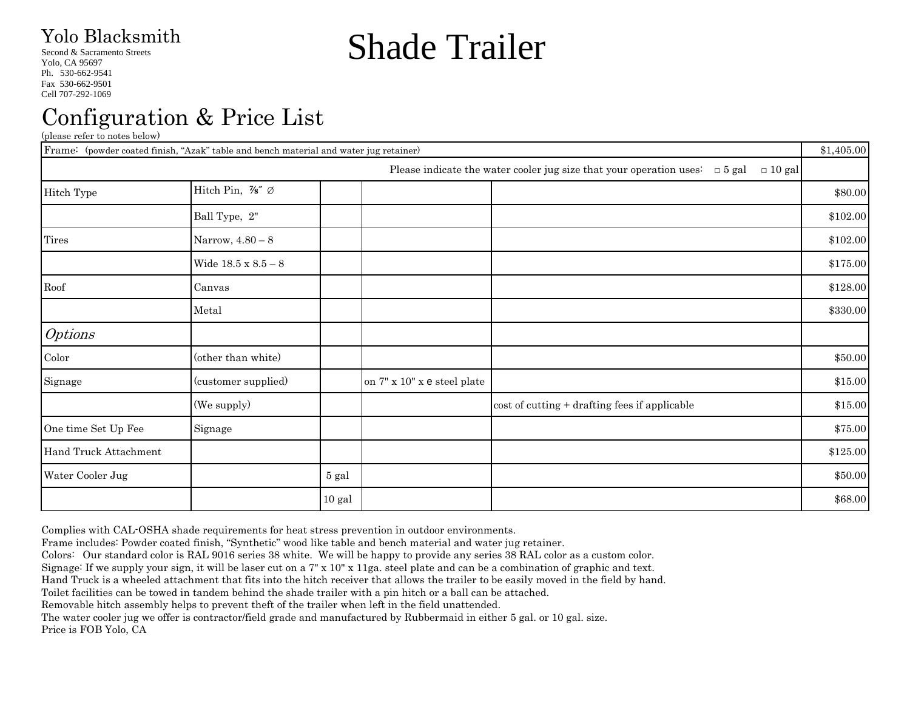Yolo Blacksmith
Second & Sacramento Streets
Yolo, CA 95697
Ph. 530-662-9541
Fax 530-662-9501
Cell 707-292-1069

# Shade Trailer

## Configuration & Price List

(please refer to notes below)

| Frame: (powder coated finish, "Azak" table and bench material and water jug retainer) | | | | | $1,405.00 |
|---|---|---|---|---|---|
| Please indicate the water cooler jug size that your operation uses: □ 5 gal □ 10 gal | | | | | |
| Hitch Type | Hitch Pin, ⅞″ ∅ | | | | $80.00 |
| | Ball Type, 2" | | | | $102.00 |
| Tires | Narrow, 4.80 – 8 | | | | $102.00 |
| | Wide 18.5 x 8.5 – 8 | | | | $175.00 |
| Roof | Canvas | | | | $128.00 |
| | Metal | | | | $330.00 |
| *Options* | | | | | |
| Color | (other than white) | | | | $50.00 |
| Signage | (customer supplied) | | on 7" x 10" x e steel plate | | $15.00 |
| | (We supply) | | | cost of cutting + drafting fees if applicable | $15.00 |
| One time Set Up Fee | Signage | | | | $75.00 |
| Hand Truck Attachment | | | | | $125.00 |
| Water Cooler Jug | | 5 gal | | | $50.00 |
| | | 10 gal | | | $68.00 |

Complies with CAL-OSHA shade requirements for heat stress prevention in outdoor environments.
Frame includes: Powder coated finish, "Synthetic" wood like table and bench material and water jug retainer.
Colors: Our standard color is RAL 9016 series 38 white. We will be happy to provide any series 38 RAL color as a custom color.
Signage: If we supply your sign, it will be laser cut on a 7" x 10" x 11ga. steel plate and can be a combination of graphic and text.
Hand Truck is a wheeled attachment that fits into the hitch receiver that allows the trailer to be easily moved in the field by hand.
Toilet facilities can be towed in tandem behind the shade trailer with a pin hitch or a ball can be attached.
Removable hitch assembly helps to prevent theft of the trailer when left in the field unattended.
The water cooler jug we offer is contractor/field grade and manufactured by Rubbermaid in either 5 gal. or 10 gal. size.
Price is FOB Yolo, CA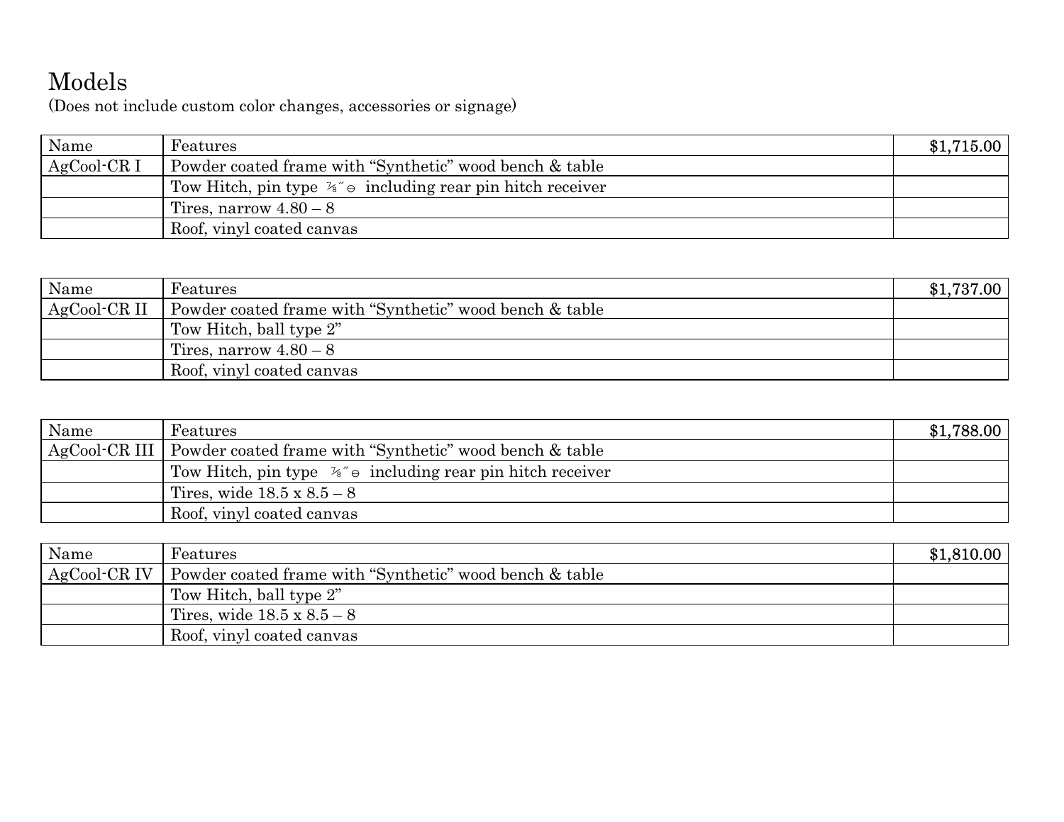# Models

(Does not include custom color changes, accessories or signage)

| Name | Features | **$1,715.00** |
| --- | --- | --- |
| AgCool-CR I | Powder coated frame with "Synthetic" wood bench & table | |
| | Tow Hitch, pin type ⅞″⊖ including rear pin hitch receiver | |
| | Tires, narrow 4.80 – 8 | |
| | Roof, vinyl coated canvas | |

| Name | Features | **$1,737.00** |
| --- | --- | --- |
| AgCool-CR II | Powder coated frame with "Synthetic" wood bench & table | |
| | Tow Hitch, ball type 2" | |
| | Tires, narrow 4.80 – 8 | |
| | Roof, vinyl coated canvas | |

| Name | Features | **$1,788.00** |
| --- | --- | --- |
| AgCool-CR III | Powder coated frame with "Synthetic" wood bench & table | |
| | Tow Hitch, pin type ⅞″⊖ including rear pin hitch receiver | |
| | Tires, wide 18.5 x 8.5 – 8 | |
| | Roof, vinyl coated canvas | |

| Name | Features | **$1,810.00** |
| --- | --- | --- |
| AgCool-CR IV | Powder coated frame with "Synthetic" wood bench & table | |
| | Tow Hitch, ball type 2" | |
| | Tires, wide 18.5 x 8.5 – 8 | |
| | Roof, vinyl coated canvas | |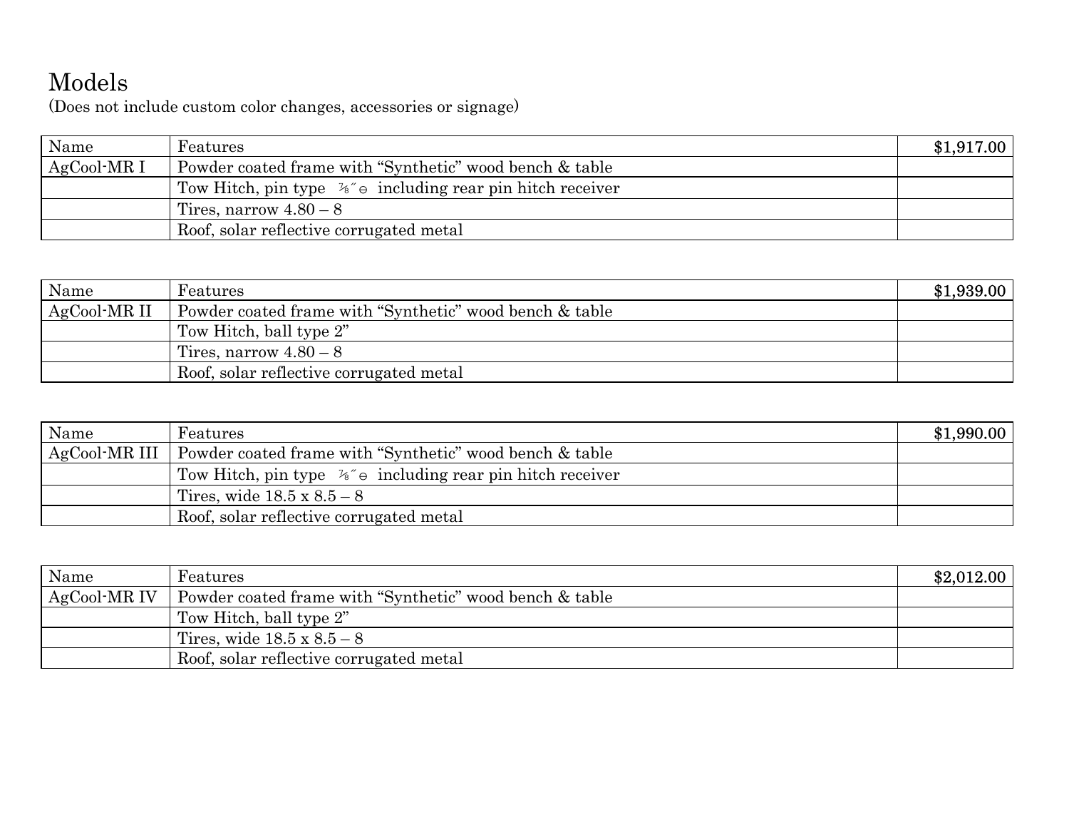# Models

(Does not include custom color changes, accessories or signage)

| Name | Features | $1,917.00 |
|---|---|---|
| AgCool-MR I | Powder coated frame with "Synthetic" wood bench & table | |
| | Tow Hitch, pin type ⅞″⊖ including rear pin hitch receiver | |
| | Tires, narrow 4.80 – 8 | |
| | Roof, solar reflective corrugated metal | |

| Name | Features | $1,939.00 |
|---|---|---|
| AgCool-MR II | Powder coated frame with "Synthetic" wood bench & table | |
| | Tow Hitch, ball type 2" | |
| | Tires, narrow 4.80 – 8 | |
| | Roof, solar reflective corrugated metal | |

| Name | Features | $1,990.00 |
|---|---|---|
| AgCool-MR III | Powder coated frame with "Synthetic" wood bench & table | |
| | Tow Hitch, pin type ⅞″⊖ including rear pin hitch receiver | |
| | Tires, wide 18.5 x 8.5 – 8 | |
| | Roof, solar reflective corrugated metal | |

| Name | Features | $2,012.00 |
|---|---|---|
| AgCool-MR IV | Powder coated frame with "Synthetic" wood bench & table | |
| | Tow Hitch, ball type 2" | |
| | Tires, wide 18.5 x 8.5 – 8 | |
| | Roof, solar reflective corrugated metal | |